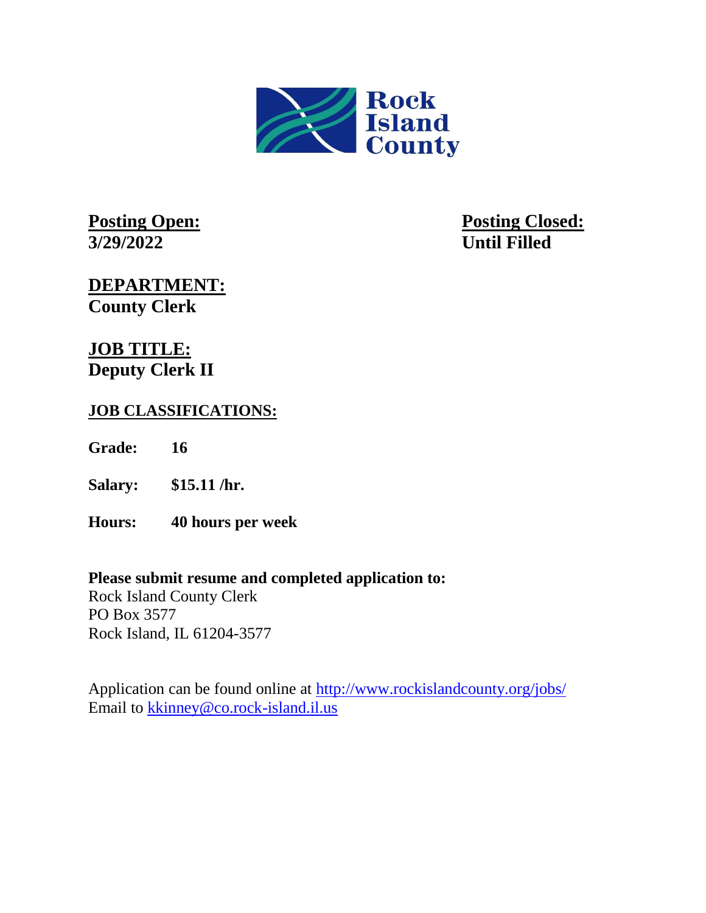Rock Island County

**Posting Open:**
**3/29/2022**

**Posting Closed:**
**Until Filled**

## DEPARTMENT:
**County Clerk**

## JOB TITLE:
**Deputy Clerk II**

### JOB CLASSIFICATIONS:

**Grade:** 16

**Salary:** $15.11 /hr.

**Hours:** 40 hours per week

**Please submit resume and completed application to:**
Rock Island County Clerk
PO Box 3577
Rock Island, IL 61204-3577

Application can be found online at http://www.rockislandcounty.org/jobs/
Email to kkinney@co.rock-island.il.us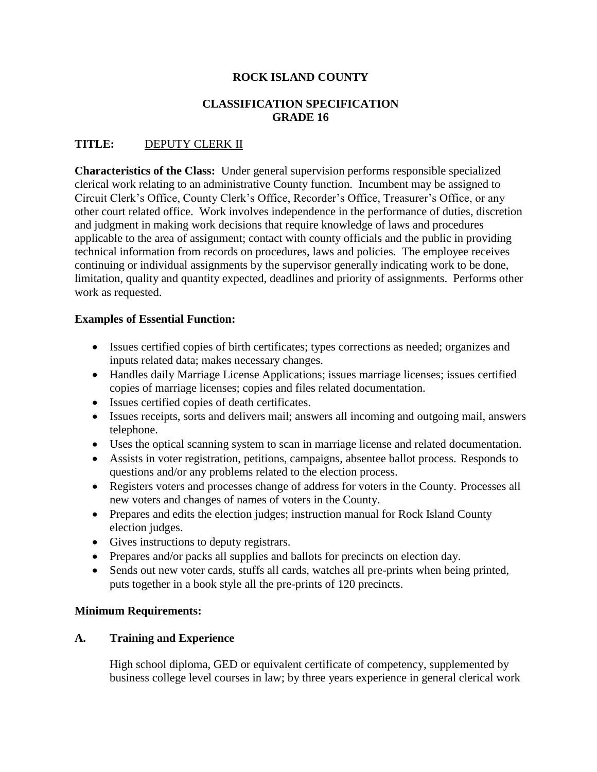**ROCK ISLAND COUNTY**

**CLASSIFICATION SPECIFICATION**
**GRADE 16**

**TITLE:** DEPUTY CLERK II

**Characteristics of the Class:** Under general supervision performs responsible specialized clerical work relating to an administrative County function. Incumbent may be assigned to Circuit Clerk's Office, County Clerk's Office, Recorder's Office, Treasurer's Office, or any other court related office. Work involves independence in the performance of duties, discretion and judgment in making work decisions that require knowledge of laws and procedures applicable to the area of assignment; contact with county officials and the public in providing technical information from records on procedures, laws and policies. The employee receives continuing or individual assignments by the supervisor generally indicating work to be done, limitation, quality and quantity expected, deadlines and priority of assignments. Performs other work as requested.

**Examples of Essential Function:**

- Issues certified copies of birth certificates; types corrections as needed; organizes and inputs related data; makes necessary changes.
- Handles daily Marriage License Applications; issues marriage licenses; issues certified copies of marriage licenses; copies and files related documentation.
- Issues certified copies of death certificates.
- Issues receipts, sorts and delivers mail; answers all incoming and outgoing mail, answers telephone.
- Uses the optical scanning system to scan in marriage license and related documentation.
- Assists in voter registration, petitions, campaigns, absentee ballot process. Responds to questions and/or any problems related to the election process.
- Registers voters and processes change of address for voters in the County. Processes all new voters and changes of names of voters in the County.
- Prepares and edits the election judges; instruction manual for Rock Island County election judges.
- Gives instructions to deputy registrars.
- Prepares and/or packs all supplies and ballots for precincts on election day.
- Sends out new voter cards, stuffs all cards, watches all pre-prints when being printed, puts together in a book style all the pre-prints of 120 precincts.

**Minimum Requirements:**

**A. Training and Experience**

High school diploma, GED or equivalent certificate of competency, supplemented by business college level courses in law; by three years experience in general clerical work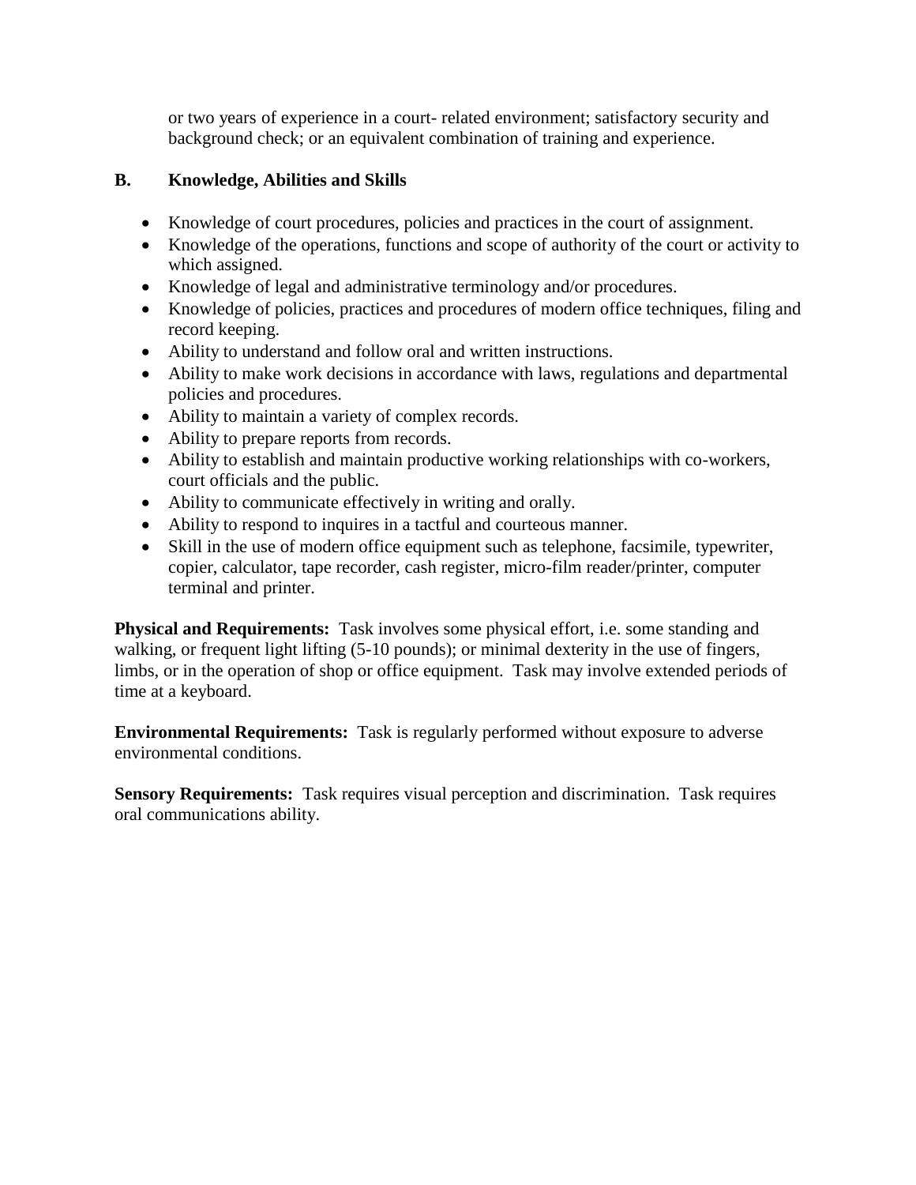or two years of experience in a court- related environment; satisfactory security and background check; or an equivalent combination of training and experience.

### B. Knowledge, Abilities and Skills

- Knowledge of court procedures, policies and practices in the court of assignment.
- Knowledge of the operations, functions and scope of authority of the court or activity to which assigned.
- Knowledge of legal and administrative terminology and/or procedures.
- Knowledge of policies, practices and procedures of modern office techniques, filing and record keeping.
- Ability to understand and follow oral and written instructions.
- Ability to make work decisions in accordance with laws, regulations and departmental policies and procedures.
- Ability to maintain a variety of complex records.
- Ability to prepare reports from records.
- Ability to establish and maintain productive working relationships with co-workers, court officials and the public.
- Ability to communicate effectively in writing and orally.
- Ability to respond to inquires in a tactful and courteous manner.
- Skill in the use of modern office equipment such as telephone, facsimile, typewriter, copier, calculator, tape recorder, cash register, micro-film reader/printer, computer terminal and printer.

**Physical and Requirements:** Task involves some physical effort, i.e. some standing and walking, or frequent light lifting (5-10 pounds); or minimal dexterity in the use of fingers, limbs, or in the operation of shop or office equipment. Task may involve extended periods of time at a keyboard.

**Environmental Requirements:** Task is regularly performed without exposure to adverse environmental conditions.

**Sensory Requirements:** Task requires visual perception and discrimination. Task requires oral communications ability.